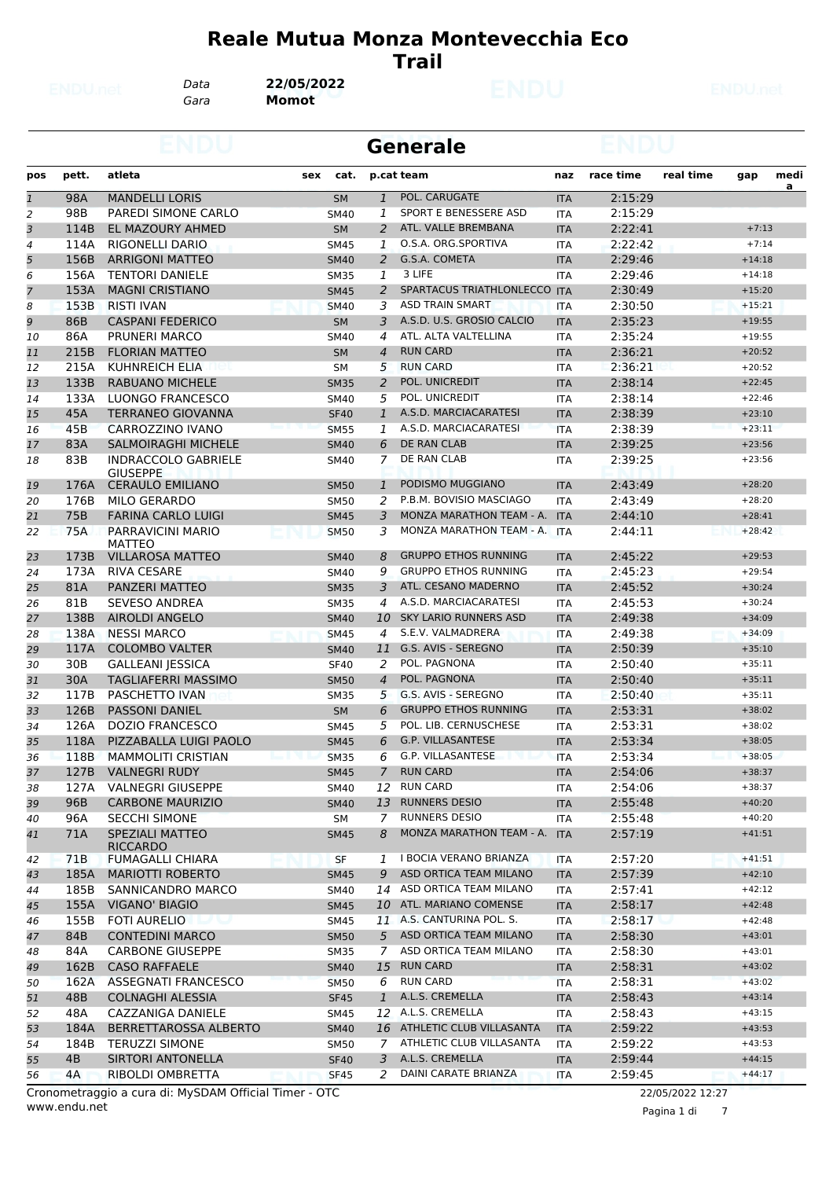# Reale Mutua Monza Montevecchia Eco Trail

*Data* **22/05/2022**
*Gara* **Momot**

## Generale

| pos | pett. | atleta | sex | cat. | p.cat | team | naz | race time | real time | gap | media |
|---|---|---|---|---|---|---|---|---|---|---|---|
| 1 | 98A | MANDELLI LORIS | | SM | 1 | POL. CARUGATE | ITA | 2:15:29 | | | |
| 2 | 98B | PAREDI SIMONE CARLO | | SM40 | 1 | SPORT E BENESSERE ASD | ITA | 2:15:29 | | | |
| 3 | 114B | EL MAZOURY AHMED | | SM | 2 | ATL. VALLE BREMBANA | ITA | 2:22:41 | | +7:13 | |
| 4 | 114A | RIGONELLI DARIO | | SM45 | 1 | O.S.A. ORG.SPORTIVA | ITA | 2:22:42 | | +7:14 | |
| 5 | 156B | ARRIGONI MATTEO | | SM40 | 2 | G.S.A. COMETA | ITA | 2:29:46 | | +14:18 | |
| 6 | 156A | TENTORI DANIELE | | SM35 | 1 | 3 LIFE | ITA | 2:29:46 | | +14:18 | |
| 7 | 153A | MAGNI CRISTIANO | | SM45 | 2 | SPARTACUS TRIATHLONLECCO | ITA | 2:30:49 | | +15:20 | |
| 8 | 153B | RISTI IVAN | | SM40 | 3 | ASD TRAIN SMART | ITA | 2:30:50 | | +15:21 | |
| 9 | 86B | CASPANI FEDERICO | | SM | 3 | A.S.D. U.S. GROSIO CALCIO | ITA | 2:35:23 | | +19:55 | |
| 10 | 86A | PRUNERI MARCO | | SM40 | 4 | ATL. ALTA VALTELLINA | ITA | 2:35:24 | | +19:55 | |
| 11 | 215B | FLORIAN MATTEO | | SM | 4 | RUN CARD | ITA | 2:36:21 | | +20:52 | |
| 12 | 215A | KUHNREICH ELIA | | SM | 5 | RUN CARD | ITA | 2:36:21 | | +20:52 | |
| 13 | 133B | RABUANO MICHELE | | SM35 | 2 | POL. UNICREDIT | ITA | 2:38:14 | | +22:45 | |
| 14 | 133A | LUONGO FRANCESCO | | SM40 | 5 | POL. UNICREDIT | ITA | 2:38:14 | | +22:46 | |
| 15 | 45A | TERRANEO GIOVANNA | | SF40 | 1 | A.S.D. MARCIACARATESI | ITA | 2:38:39 | | +23:10 | |
| 16 | 45B | CARROZZINO IVANO | | SM55 | 1 | A.S.D. MARCIACARATESI | ITA | 2:38:39 | | +23:11 | |
| 17 | 83A | SALMOIRAGHI MICHELE | | SM40 | 6 | DE RAN CLAB | ITA | 2:39:25 | | +23:56 | |
| 18 | 83B | INDRACCOLO GABRIELE GIUSEPPE | | SM40 | 7 | DE RAN CLAB | ITA | 2:39:25 | | +23:56 | |
| 19 | 176A | CERAULO EMILIANO | | SM50 | 1 | PODISMO MUGGIANO | ITA | 2:43:49 | | +28:20 | |
| 20 | 176B | MILO GERARDO | | SM50 | 2 | P.B.M. BOVISIO MASCIAGO | ITA | 2:43:49 | | +28:20 | |
| 21 | 75B | FARINA CARLO LUIGI | | SM45 | 3 | MONZA MARATHON TEAM - A. | ITA | 2:44:10 | | +28:41 | |
| 22 | 75A | PARRAVICINI MARIO MATTEO | | SM50 | 3 | MONZA MARATHON TEAM - A. | ITA | 2:44:11 | | +28:42 | |
| 23 | 173B | VILLAROSA MATTEO | | SM40 | 8 | GRUPPO ETHOS RUNNING | ITA | 2:45:22 | | +29:53 | |
| 24 | 173A | RIVA CESARE | | SM40 | 9 | GRUPPO ETHOS RUNNING | ITA | 2:45:23 | | +29:54 | |
| 25 | 81A | PANZERI MATTEO | | SM35 | 3 | ATL. CESANO MADERNO | ITA | 2:45:52 | | +30:24 | |
| 26 | 81B | SEVESO ANDREA | | SM35 | 4 | A.S.D. MARCIACARATESI | ITA | 2:45:53 | | +30:24 | |
| 27 | 138B | AIROLDI ANGELO | | SM40 | 10 | SKY LARIO RUNNERS ASD | ITA | 2:49:38 | | +34:09 | |
| 28 | 138A | NESSI MARCO | | SM45 | 4 | S.E.V. VALMADRERA | ITA | 2:49:38 | | +34:09 | |
| 29 | 117A | COLOMBO VALTER | | SM40 | 11 | G.S. AVIS - SEREGNO | ITA | 2:50:39 | | +35:10 | |
| 30 | 30B | GALLEANI JESSICA | | SF40 | 2 | POL. PAGNONA | ITA | 2:50:40 | | +35:11 | |
| 31 | 30A | TAGLIAFERRI MASSIMO | | SM50 | 4 | POL. PAGNONA | ITA | 2:50:40 | | +35:11 | |
| 32 | 117B | PASCHETTO IVAN | | SM35 | 5 | G.S. AVIS - SEREGNO | ITA | 2:50:40 | | +35:11 | |
| 33 | 126B | PASSONI DANIEL | | SM | 6 | GRUPPO ETHOS RUNNING | ITA | 2:53:31 | | +38:02 | |
| 34 | 126A | DOZIO FRANCESCO | | SM45 | 5 | POL. LIB. CERNUSCHESE | ITA | 2:53:31 | | +38:02 | |
| 35 | 118A | PIZZABALLA LUIGI PAOLO | | SM45 | 6 | G.P. VILLASANTESE | ITA | 2:53:34 | | +38:05 | |
| 36 | 118B | MAMMOLITI CRISTIAN | | SM35 | 6 | G.P. VILLASANTESE | ITA | 2:53:34 | | +38:05 | |
| 37 | 127B | VALNEGRI RUDY | | SM45 | 7 | RUN CARD | ITA | 2:54:06 | | +38:37 | |
| 38 | 127A | VALNEGRI GIUSEPPE | | SM40 | 12 | RUN CARD | ITA | 2:54:06 | | +38:37 | |
| 39 | 96B | CARBONE MAURIZIO | | SM40 | 13 | RUNNERS DESIO | ITA | 2:55:48 | | +40:20 | |
| 40 | 96A | SECCHI SIMONE | | SM | 7 | RUNNERS DESIO | ITA | 2:55:48 | | +40:20 | |
| 41 | 71A | SPEZIALI MATTEO RICCARDO | | SM45 | 8 | MONZA MARATHON TEAM - A. | ITA | 2:57:19 | | +41:51 | |
| 42 | 71B | FUMAGALLI CHIARA | | SF | 1 | I BOCIA VERANO BRIANZA | ITA | 2:57:20 | | +41:51 | |
| 43 | 185A | MARIOTTI ROBERTO | | SM45 | 9 | ASD ORTICA TEAM MILANO | ITA | 2:57:39 | | +42:10 | |
| 44 | 185B | SANNICANDRO MARCO | | SM40 | 14 | ASD ORTICA TEAM MILANO | ITA | 2:57:41 | | +42:12 | |
| 45 | 155A | VIGANO' BIAGIO | | SM45 | 10 | ATL. MARIANO COMENSE | ITA | 2:58:17 | | +42:48 | |
| 46 | 155B | FOTI AURELIO | | SM45 | 11 | A.S. CANTURINA POL. S. | ITA | 2:58:17 | | +42:48 | |
| 47 | 84B | CONTEDINI MARCO | | SM50 | 5 | ASD ORTICA TEAM MILANO | ITA | 2:58:30 | | +43:01 | |
| 48 | 84A | CARBONE GIUSEPPE | | SM35 | 7 | ASD ORTICA TEAM MILANO | ITA | 2:58:30 | | +43:01 | |
| 49 | 162B | CASO RAFFAELE | | SM40 | 15 | RUN CARD | ITA | 2:58:31 | | +43:02 | |
| 50 | 162A | ASSEGNATI FRANCESCO | | SM50 | 6 | RUN CARD | ITA | 2:58:31 | | +43:02 | |
| 51 | 48B | COLNAGHI ALESSIA | | SF45 | 1 | A.L.S. CREMELLA | ITA | 2:58:43 | | +43:14 | |
| 52 | 48A | CAZZANIGA DANIELE | | SM45 | 12 | A.L.S. CREMELLA | ITA | 2:58:43 | | +43:15 | |
| 53 | 184A | BERRETTAROSSA ALBERTO | | SM40 | 16 | ATHLETIC CLUB VILLASANTA | ITA | 2:59:22 | | +43:53 | |
| 54 | 184B | TERUZZI SIMONE | | SM50 | 7 | ATHLETIC CLUB VILLASANTA | ITA | 2:59:22 | | +43:53 | |
| 55 | 4B | SIRTORI ANTONELLA | | SF40 | 3 | A.L.S. CREMELLA | ITA | 2:59:44 | | +44:15 | |
| 56 | 4A | RIBOLDI OMBRETTA | | SF45 | 2 | DAINI CARATE BRIANZA | ITA | 2:59:45 | | +44:17 | |

Cronometraggio a cura di: MySDAM Official Timer - OTC
www.endu.net

22/05/2022 12:27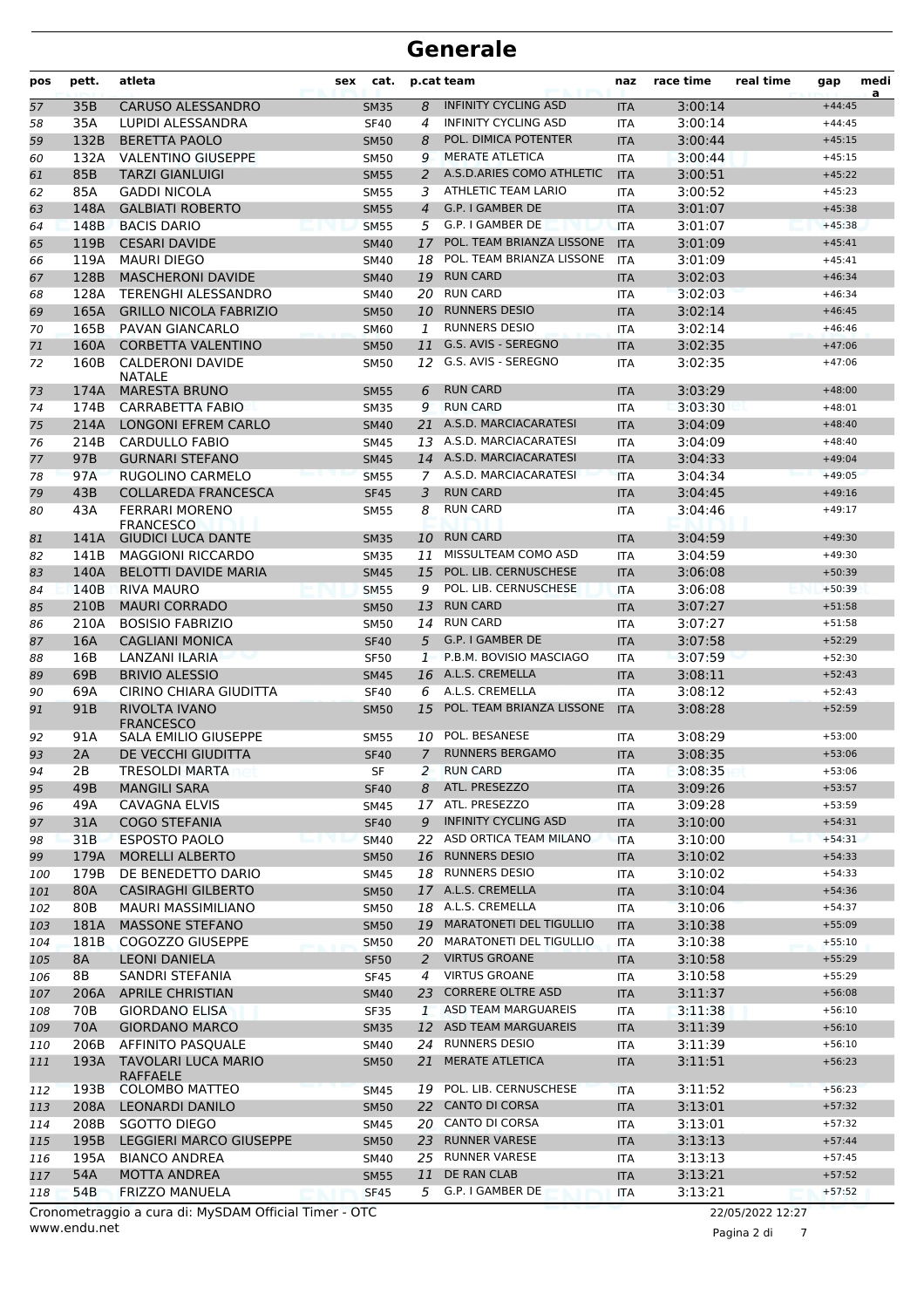# Generale

| pos | pett. | atleta | sex | cat. | p.cat | team | naz | race time | real time | gap | media |
|---|---|---|---|---|---|---|---|---|---|---|---|
| 57 | 35B | CARUSO ALESSANDRO | | SM35 | 8 | INFINITY CYCLING ASD | ITA | 3:00:14 | | +44:45 | |
| 58 | 35A | LUPIDI ALESSANDRA | | SF40 | 4 | INFINITY CYCLING ASD | ITA | 3:00:14 | | +44:45 | |
| 59 | 132B | BERETTA PAOLO | | SM50 | 8 | POL. DIMICA POTENTER | ITA | 3:00:44 | | +45:15 | |
| 60 | 132A | VALENTINO GIUSEPPE | | SM50 | 9 | MERATE ATLETICA | ITA | 3:00:44 | | +45:15 | |
| 61 | 85B | TARZI GIANLUIGI | | SM55 | 2 | A.S.D.ARIES COMO ATHLETIC | ITA | 3:00:51 | | +45:22 | |
| 62 | 85A | GADDI NICOLA | | SM55 | 3 | ATHLETIC TEAM LARIO | ITA | 3:00:52 | | +45:23 | |
| 63 | 148A | GALBIATI ROBERTO | | SM55 | 4 | G.P. I GAMBER DE | ITA | 3:01:07 | | +45:38 | |
| 64 | 148B | BACIS DARIO | | SM55 | 5 | G.P. I GAMBER DE | ITA | 3:01:07 | | +45:38 | |
| 65 | 119B | CESARI DAVIDE | | SM40 | 17 | POL. TEAM BRIANZA LISSONE | ITA | 3:01:09 | | +45:41 | |
| 66 | 119A | MAURI DIEGO | | SM40 | 18 | POL. TEAM BRIANZA LISSONE | ITA | 3:01:09 | | +45:41 | |
| 67 | 128B | MASCHERONI DAVIDE | | SM40 | 19 | RUN CARD | ITA | 3:02:03 | | +46:34 | |
| 68 | 128A | TERENGHI ALESSANDRO | | SM40 | 20 | RUN CARD | ITA | 3:02:03 | | +46:34 | |
| 69 | 165A | GRILLO NICOLA FABRIZIO | | SM50 | 10 | RUNNERS DESIO | ITA | 3:02:14 | | +46:45 | |
| 70 | 165B | PAVAN GIANCARLO | | SM60 | 1 | RUNNERS DESIO | ITA | 3:02:14 | | +46:46 | |
| 71 | 160A | CORBETTA VALENTINO | | SM50 | 11 | G.S. AVIS - SEREGNO | ITA | 3:02:35 | | +47:06 | |
| 72 | 160B | CALDERONI DAVIDE NATALE | | SM50 | 12 | G.S. AVIS - SEREGNO | ITA | 3:02:35 | | +47:06 | |
| 73 | 174A | MARESTA BRUNO | | SM55 | 6 | RUN CARD | ITA | 3:03:29 | | +48:00 | |
| 74 | 174B | CARRABETTA FABIO | | SM35 | 9 | RUN CARD | ITA | 3:03:30 | | +48:01 | |
| 75 | 214A | LONGONI EFREM CARLO | | SM40 | 21 | A.S.D. MARCIACARATESI | ITA | 3:04:09 | | +48:40 | |
| 76 | 214B | CARDULLO FABIO | | SM45 | 13 | A.S.D. MARCIACARATESI | ITA | 3:04:09 | | +48:40 | |
| 77 | 97B | GURNARI STEFANO | | SM45 | 14 | A.S.D. MARCIACARATESI | ITA | 3:04:33 | | +49:04 | |
| 78 | 97A | RUGOLINO CARMELO | | SM55 | 7 | A.S.D. MARCIACARATESI | ITA | 3:04:34 | | +49:05 | |
| 79 | 43B | COLLAREDA FRANCESCA | | SF45 | 3 | RUN CARD | ITA | 3:04:45 | | +49:16 | |
| 80 | 43A | FERRARI MORENO FRANCESCO | | SM55 | 8 | RUN CARD | ITA | 3:04:46 | | +49:17 | |
| 81 | 141A | GIUDICI LUCA DANTE | | SM35 | 10 | RUN CARD | ITA | 3:04:59 | | +49:30 | |
| 82 | 141B | MAGGIONI RICCARDO | | SM35 | 11 | MISSULTEAM COMO ASD | ITA | 3:04:59 | | +49:30 | |
| 83 | 140A | BELOTTI DAVIDE MARIA | | SM45 | 15 | POL. LIB. CERNUSCHESE | ITA | 3:06:08 | | +50:39 | |
| 84 | 140B | RIVA MAURO | | SM55 | 9 | POL. LIB. CERNUSCHESE | ITA | 3:06:08 | | +50:39 | |
| 85 | 210B | MAURI CORRADO | | SM50 | 13 | RUN CARD | ITA | 3:07:27 | | +51:58 | |
| 86 | 210A | BOSISIO FABRIZIO | | SM50 | 14 | RUN CARD | ITA | 3:07:27 | | +51:58 | |
| 87 | 16A | CAGLIANI MONICA | | SF40 | 5 | G.P. I GAMBER DE | ITA | 3:07:58 | | +52:29 | |
| 88 | 16B | LANZANI ILARIA | | SF50 | 1 | P.B.M. BOVISIO MASCIAGO | ITA | 3:07:59 | | +52:30 | |
| 89 | 69B | BRIVIO ALESSIO | | SM45 | 16 | A.L.S. CREMELLA | ITA | 3:08:11 | | +52:43 | |
| 90 | 69A | CIRINO CHIARA GIUDITTA | | SF40 | 6 | A.L.S. CREMELLA | ITA | 3:08:12 | | +52:43 | |
| 91 | 91B | RIVOLTA IVANO FRANCESCO | | SM50 | 15 | POL. TEAM BRIANZA LISSONE | ITA | 3:08:28 | | +52:59 | |
| 92 | 91A | SALA EMILIO GIUSEPPE | | SM55 | 10 | POL. BESANESE | ITA | 3:08:29 | | +53:00 | |
| 93 | 2A | DE VECCHI GIUDITTA | | SF40 | 7 | RUNNERS BERGAMO | ITA | 3:08:35 | | +53:06 | |
| 94 | 2B | TRESOLDI MARTA | | SF | 2 | RUN CARD | ITA | 3:08:35 | | +53:06 | |
| 95 | 49B | MANGILI SARA | | SF40 | 8 | ATL. PRESEZZO | ITA | 3:09:26 | | +53:57 | |
| 96 | 49A | CAVAGNA ELVIS | | SM45 | 17 | ATL. PRESEZZO | ITA | 3:09:28 | | +53:59 | |
| 97 | 31A | COGO STEFANIA | | SF40 | 9 | INFINITY CYCLING ASD | ITA | 3:10:00 | | +54:31 | |
| 98 | 31B | ESPOSTO PAOLO | | SM40 | 22 | ASD ORTICA TEAM MILANO | ITA | 3:10:00 | | +54:31 | |
| 99 | 179A | MORELLI ALBERTO | | SM50 | 16 | RUNNERS DESIO | ITA | 3:10:02 | | +54:33 | |
| 100 | 179B | DE BENEDETTO DARIO | | SM45 | 18 | RUNNERS DESIO | ITA | 3:10:02 | | +54:33 | |
| 101 | 80A | CASIRAGHI GILBERTO | | SM50 | 17 | A.L.S. CREMELLA | ITA | 3:10:04 | | +54:36 | |
| 102 | 80B | MAURI MASSIMILIANO | | SM50 | 18 | A.L.S. CREMELLA | ITA | 3:10:06 | | +54:37 | |
| 103 | 181A | MASSONE STEFANO | | SM50 | 19 | MARATONETI DEL TIGULLIO | ITA | 3:10:38 | | +55:09 | |
| 104 | 181B | COGOZZO GIUSEPPE | | SM50 | 20 | MARATONETI DEL TIGULLIO | ITA | 3:10:38 | | +55:10 | |
| 105 | 8A | LEONI DANIELA | | SF50 | 2 | VIRTUS GROANE | ITA | 3:10:58 | | +55:29 | |
| 106 | 8B | SANDRI STEFANIA | | SF45 | 4 | VIRTUS GROANE | ITA | 3:10:58 | | +55:29 | |
| 107 | 206A | APRILE CHRISTIAN | | SM40 | 23 | CORRERE OLTRE ASD | ITA | 3:11:37 | | +56:08 | |
| 108 | 70B | GIORDANO ELISA | | SF35 | 1 | ASD TEAM MARGUAREIS | ITA | 3:11:38 | | +56:10 | |
| 109 | 70A | GIORDANO MARCO | | SM35 | 12 | ASD TEAM MARGUAREIS | ITA | 3:11:39 | | +56:10 | |
| 110 | 206B | AFFINITO PASQUALE | | SM40 | 24 | RUNNERS DESIO | ITA | 3:11:39 | | +56:10 | |
| 111 | 193A | TAVOLARI LUCA MARIO RAFFAELE | | SM50 | 21 | MERATE ATLETICA | ITA | 3:11:51 | | +56:23 | |
| 112 | 193B | COLOMBO MATTEO | | SM45 | 19 | POL. LIB. CERNUSCHESE | ITA | 3:11:52 | | +56:23 | |
| 113 | 208A | LEONARDI DANILO | | SM50 | 22 | CANTO DI CORSA | ITA | 3:13:01 | | +57:32 | |
| 114 | 208B | SGOTTO DIEGO | | SM45 | 20 | CANTO DI CORSA | ITA | 3:13:01 | | +57:32 | |
| 115 | 195B | LEGGIERI MARCO GIUSEPPE | | SM50 | 23 | RUNNER VARESE | ITA | 3:13:13 | | +57:44 | |
| 116 | 195A | BIANCO ANDREA | | SM40 | 25 | RUNNER VARESE | ITA | 3:13:13 | | +57:45 | |
| 117 | 54A | MOTTA ANDREA | | SM55 | 11 | DE RAN CLAB | ITA | 3:13:21 | | +57:52 | |
| 118 | 54B | FRIZZO MANUELA | | SF45 | 5 | G.P. I GAMBER DE | ITA | 3:13:21 | | +57:52 | |

Cronometraggio a cura di: MySDAM Official Timer - OTC

www.endu.net

22/05/2022 12:27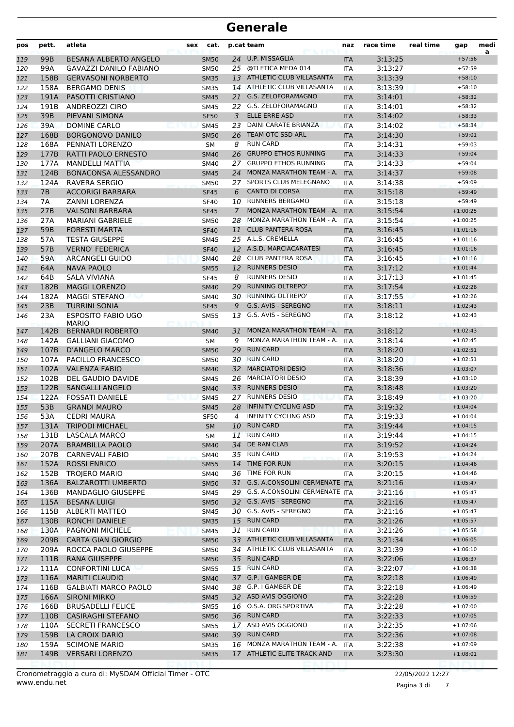# Generale

| pos | pett. | atleta | sex | cat. | p.cat | team | naz | race time | real time | gap | media |
|---|---|---|---|---|---|---|---|---|---|---|---|
| 119 | 99B | BESANA ALBERTO ANGELO | | SM50 | 24 | U.P. MISSAGLIA | ITA | 3:13:25 | | +57:56 | |
| 120 | 99A | GAVAZZI DANILO FABIANO | | SM50 | 25 | @TLETICA MEDA 014 | ITA | 3:13:27 | | +57:59 | |
| 121 | 158B | GERVASONI NORBERTO | | SM35 | 13 | ATHLETIC CLUB VILLASANTA | ITA | 3:13:39 | | +58:10 | |
| 122 | 158A | BERGAMO DENIS | | SM35 | 14 | ATHLETIC CLUB VILLASANTA | ITA | 3:13:39 | | +58:10 | |
| 123 | 191A | PASOTTI CRISTIANO | | SM45 | 21 | G.S. ZELOFORAMAGNO | ITA | 3:14:01 | | +58:32 | |
| 124 | 191B | ANDREOZZI CIRO | | SM45 | 22 | G.S. ZELOFORAMAGNO | ITA | 3:14:01 | | +58:32 | |
| 125 | 39B | PIEVANI SIMONA | | SF50 | 3 | ELLE ERRE ASD | ITA | 3:14:02 | | +58:33 | |
| 126 | 39A | DOMINE CARLO | | SM45 | 23 | DAINI CARATE BRIANZA | ITA | 3:14:02 | | +58:34 | |
| 127 | 168B | BORGONOVO DANILO | | SM50 | 26 | TEAM OTC SSD ARL | ITA | 3:14:30 | | +59:01 | |
| 128 | 168A | PENNATI LORENZO | | SM | 8 | RUN CARD | ITA | 3:14:31 | | +59:03 | |
| 129 | 177B | RATTI PAOLO ERNESTO | | SM40 | 26 | GRUPPO ETHOS RUNNING | ITA | 3:14:33 | | +59:04 | |
| 130 | 177A | MANDELLI MATTIA | | SM40 | 27 | GRUPPO ETHOS RUNNING | ITA | 3:14:33 | | +59:04 | |
| 131 | 124B | BONACONSA ALESSANDRO | | SM45 | 24 | MONZA MARATHON TEAM - A. | ITA | 3:14:37 | | +59:08 | |
| 132 | 124A | RAVERA SERGIO | | SM50 | 27 | SPORTS CLUB MELEGNANO | ITA | 3:14:38 | | +59:09 | |
| 133 | 7B | ACCORIGI BARBARA | | SF45 | 6 | CANTO DI CORSA | ITA | 3:15:18 | | +59:49 | |
| 134 | 7A | ZANNI LORENZA | | SF40 | 10 | RUNNERS BERGAMO | ITA | 3:15:18 | | +59:49 | |
| 135 | 27B | VALSONI BARBARA | | SF45 | 7 | MONZA MARATHON TEAM - A. | ITA | 3:15:54 | | +1:00:25 | |
| 136 | 27A | MARIANI GABRIELE | | SM50 | 28 | MONZA MARATHON TEAM - A. | ITA | 3:15:54 | | +1:00:25 | |
| 137 | 59B | FORESTI MARTA | | SF40 | 11 | CLUB PANTERA ROSA | ITA | 3:16:45 | | +1:01:16 | |
| 138 | 57A | TESTA GIUSEPPE | | SM45 | 25 | A.L.S. CREMELLA | ITA | 3:16:45 | | +1:01:16 | |
| 139 | 57B | VERNO' FEDERICA | | SF40 | 12 | A.S.D. MARCIACARATESI | ITA | 3:16:45 | | +1:01:16 | |
| 140 | 59A | ARCANGELI GUIDO | | SM40 | 28 | CLUB PANTERA ROSA | ITA | 3:16:45 | | +1:01:16 | |
| 141 | 64A | NAVA PAOLO | | SM55 | 12 | RUNNERS DESIO | ITA | 3:17:12 | | +1:01:44 | |
| 142 | 64B | SALA VIVIANA | | SF45 | 8 | RUNNERS DESIO | ITA | 3:17:13 | | +1:01:45 | |
| 143 | 182B | MAGGI LORENZO | | SM40 | 29 | RUNNING OLTREPO' | ITA | 3:17:54 | | +1:02:26 | |
| 144 | 182A | MAGGI STEFANO | | SM40 | 30 | RUNNING OLTREPO' | ITA | 3:17:55 | | +1:02:26 | |
| 145 | 23B | TURRINI SONIA | | SF45 | 9 | G.S. AVIS - SEREGNO | ITA | 3:18:11 | | +1:02:43 | |
| 146 | 23A | ESPOSITO FABIO UGO MARIO | | SM55 | 13 | G.S. AVIS - SEREGNO | ITA | 3:18:12 | | +1:02:43 | |
| 147 | 142B | BERNARDI ROBERTO | | SM40 | 31 | MONZA MARATHON TEAM - A. | ITA | 3:18:12 | | +1:02:43 | |
| 148 | 142A | GALLIANI GIACOMO | | SM | 9 | MONZA MARATHON TEAM - A. | ITA | 3:18:14 | | +1:02:45 | |
| 149 | 107B | D'ANGELO MARCO | | SM50 | 29 | RUN CARD | ITA | 3:18:20 | | +1:02:51 | |
| 150 | 107A | PACILLO FRANCESCO | | SM50 | 30 | RUN CARD | ITA | 3:18:20 | | +1:02:51 | |
| 151 | 102A | VALENZA FABIO | | SM40 | 32 | MARCIATORI DESIO | ITA | 3:18:36 | | +1:03:07 | |
| 152 | 102B | DEL GAUDIO DAVIDE | | SM45 | 26 | MARCIATORI DESIO | ITA | 3:18:39 | | +1:03:10 | |
| 153 | 122B | SANGALLI ANGELO | | SM40 | 33 | RUNNERS DESIO | ITA | 3:18:48 | | +1:03:20 | |
| 154 | 122A | FOSSATI DANIELE | | SM45 | 27 | RUNNERS DESIO | ITA | 3:18:49 | | +1:03:20 | |
| 155 | 53B | GRANDI MAURO | | SM45 | 28 | INFINITY CYCLING ASD | ITA | 3:19:32 | | +1:04:04 | |
| 156 | 53A | CEDRI MAURA | | SF50 | 4 | INFINITY CYCLING ASD | ITA | 3:19:33 | | +1:04:04 | |
| 157 | 131A | TRIPODI MICHAEL | | SM | 10 | RUN CARD | ITA | 3:19:44 | | +1:04:15 | |
| 158 | 131B | LASCALA MARCO | | SM | 11 | RUN CARD | ITA | 3:19:44 | | +1:04:15 | |
| 159 | 207A | BRAMBILLA PAOLO | | SM40 | 34 | DE RAN CLAB | ITA | 3:19:52 | | +1:04:24 | |
| 160 | 207B | CARNEVALI FABIO | | SM40 | 35 | RUN CARD | ITA | 3:19:53 | | +1:04:24 | |
| 161 | 152A | ROSSI ENRICO | | SM55 | 14 | TIME FOR RUN | ITA | 3:20:15 | | +1:04:46 | |
| 162 | 152B | TROJERO MARIO | | SM40 | 36 | TIME FOR RUN | ITA | 3:20:15 | | +1:04:46 | |
| 163 | 136A | BALZAROTTI UMBERTO | | SM50 | 31 | G.S. A.CONSOLINI CERMENATE | ITA | 3:21:16 | | +1:05:47 | |
| 164 | 136B | MANDAGLIO GIUSEPPE | | SM45 | 29 | G.S. A.CONSOLINI CERMENATE | ITA | 3:21:16 | | +1:05:47 | |
| 165 | 115A | BESANA LUIGI | | SM50 | 32 | G.S. AVIS - SEREGNO | ITA | 3:21:16 | | +1:05:47 | |
| 166 | 115B | ALBERTI MATTEO | | SM45 | 30 | G.S. AVIS - SEREGNO | ITA | 3:21:16 | | +1:05:47 | |
| 167 | 130B | RONCHI DANIELE | | SM35 | 15 | RUN CARD | ITA | 3:21:26 | | +1:05:57 | |
| 168 | 130A | PAGNONI MICHELE | | SM45 | 31 | RUN CARD | ITA | 3:21:26 | | +1:05:58 | |
| 169 | 209B | CARTA GIAN GIORGIO | | SM50 | 33 | ATHLETIC CLUB VILLASANTA | ITA | 3:21:34 | | +1:06:05 | |
| 170 | 209A | ROCCA PAOLO GIUSEPPE | | SM50 | 34 | ATHLETIC CLUB VILLASANTA | ITA | 3:21:39 | | +1:06:10 | |
| 171 | 111B | RANA GIUSEPPE | | SM50 | 35 | RUN CARD | ITA | 3:22:06 | | +1:06:37 | |
| 172 | 111A | CONFORTINI LUCA | | SM55 | 15 | RUN CARD | ITA | 3:22:07 | | +1:06:38 | |
| 173 | 116A | MARITI CLAUDIO | | SM40 | 37 | G.P. I GAMBER DE | ITA | 3:22:18 | | +1:06:49 | |
| 174 | 116B | GALBIATI MARCO PAOLO | | SM40 | 38 | G.P. I GAMBER DE | ITA | 3:22:18 | | +1:06:49 | |
| 175 | 166A | SIRONI MIRKO | | SM45 | 32 | ASD AVIS OGGIONO | ITA | 3:22:28 | | +1:06:59 | |
| 176 | 166B | BRUSADELLI FELICE | | SM55 | 16 | O.S.A. ORG.SPORTIVA | ITA | 3:22:28 | | +1:07:00 | |
| 177 | 110B | CASIRAGHI STEFANO | | SM50 | 36 | RUN CARD | ITA | 3:22:33 | | +1:07:05 | |
| 178 | 110A | SECRETI FRANCESCO | | SM55 | 17 | ASD AVIS OGGIONO | ITA | 3:22:35 | | +1:07:06 | |
| 179 | 159B | LA CROIX DARIO | | SM40 | 39 | RUN CARD | ITA | 3:22:36 | | +1:07:08 | |
| 180 | 159A | SCIMONE MARIO | | SM35 | 16 | MONZA MARATHON TEAM - A. | ITA | 3:22:38 | | +1:07:09 | |
| 181 | 149B | VERSARI LORENZO | | SM35 | 17 | ATHLETIC ELITE TRACK AND | ITA | 3:23:30 | | +1:08:01 | |

Cronometraggio a cura di: MySDAM Official Timer - OTC
www.endu.net

22/05/2022 12:27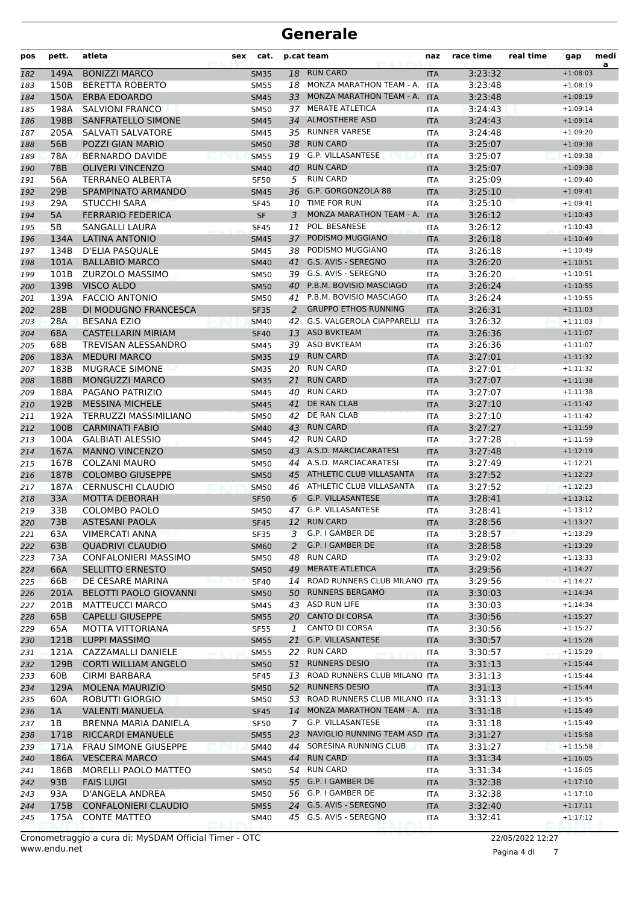# Generale

| pos | pett. | atleta | sex | cat. | p.cat | team | naz | race time | real time | gap | media |
|---|---|---|---|---|---|---|---|---|---|---|---|
| 182 | 149A | BONIZZI MARCO | | SM35 | 18 | RUN CARD | ITA | 3:23:32 | | +1:08:03 | |
| 183 | 150B | BERETTA ROBERTO | | SM55 | 18 | MONZA MARATHON TEAM - A. | ITA | 3:23:48 | | +1:08:19 | |
| 184 | 150A | ERBA EDOARDO | | SM45 | 33 | MONZA MARATHON TEAM - A. | ITA | 3:23:48 | | +1:08:19 | |
| 185 | 198A | SALVIONI FRANCO | | SM50 | 37 | MERATE ATLETICA | ITA | 3:24:43 | | +1:09:14 | |
| 186 | 198B | SANFRATELLO SIMONE | | SM45 | 34 | ALMOSTHERE ASD | ITA | 3:24:43 | | +1:09:14 | |
| 187 | 205A | SALVATI SALVATORE | | SM45 | 35 | RUNNER VARESE | ITA | 3:24:48 | | +1:09:20 | |
| 188 | 56B | POZZI GIAN MARIO | | SM50 | 38 | RUN CARD | ITA | 3:25:07 | | +1:09:38 | |
| 189 | 78A | BERNARDO DAVIDE | | SM55 | 19 | G.P. VILLASANTESE | ITA | 3:25:07 | | +1:09:38 | |
| 190 | 78B | OLIVERI VINCENZO | | SM40 | 40 | RUN CARD | ITA | 3:25:07 | | +1:09:38 | |
| 191 | 56A | TERRANEO ALBERTA | | SF50 | 5 | RUN CARD | ITA | 3:25:09 | | +1:09:40 | |
| 192 | 29B | SPAMPINATO ARMANDO | | SM45 | 36 | G.P. GORGONZOLA 88 | ITA | 3:25:10 | | +1:09:41 | |
| 193 | 29A | STUCCHI SARA | | SF45 | 10 | TIME FOR RUN | ITA | 3:25:10 | | +1:09:41 | |
| 194 | 5A | FERRARIO FEDERICA | | SF | 3 | MONZA MARATHON TEAM - A. | ITA | 3:26:12 | | +1:10:43 | |
| 195 | 5B | SANGALLI LAURA | | SF45 | 11 | POL. BESANESE | ITA | 3:26:12 | | +1:10:43 | |
| 196 | 134A | LATINA ANTONIO | | SM45 | 37 | PODISMO MUGGIANO | ITA | 3:26:18 | | +1:10:49 | |
| 197 | 134B | D'ELIA PASQUALE | | SM45 | 38 | PODISMO MUGGIANO | ITA | 3:26:18 | | +1:10:49 | |
| 198 | 101A | BALLABIO MARCO | | SM40 | 41 | G.S. AVIS - SEREGNO | ITA | 3:26:20 | | +1:10:51 | |
| 199 | 101B | ZURZOLO MASSIMO | | SM50 | 39 | G.S. AVIS - SEREGNO | ITA | 3:26:20 | | +1:10:51 | |
| 200 | 139B | VISCO ALDO | | SM50 | 40 | P.B.M. BOVISIO MASCIAGO | ITA | 3:26:24 | | +1:10:55 | |
| 201 | 139A | FACCIO ANTONIO | | SM50 | 41 | P.B.M. BOVISIO MASCIAGO | ITA | 3:26:24 | | +1:10:55 | |
| 202 | 28B | DI MODUGNO FRANCESCA | | SF35 | 2 | GRUPPO ETHOS RUNNING | ITA | 3:26:31 | | +1:11:03 | |
| 203 | 28A | BESANA EZIO | | SM40 | 42 | G.S. VALGEROLA CIAPPARELLI | ITA | 3:26:32 | | +1:11:03 | |
| 204 | 68A | CASTELLARIN MIRIAM | | SF40 | 13 | ASD BVKTEAM | ITA | 3:26:36 | | +1:11:07 | |
| 205 | 68B | TREVISAN ALESSANDRO | | SM45 | 39 | ASD BVKTEAM | ITA | 3:26:36 | | +1:11:07 | |
| 206 | 183A | MEDURI MARCO | | SM35 | 19 | RUN CARD | ITA | 3:27:01 | | +1:11:32 | |
| 207 | 183B | MUGRACE SIMONE | | SM35 | 20 | RUN CARD | ITA | 3:27:01 | | +1:11:32 | |
| 208 | 188B | MONGUZZI MARCO | | SM35 | 21 | RUN CARD | ITA | 3:27:07 | | +1:11:38 | |
| 209 | 188A | PAGANO PATRIZIO | | SM45 | 40 | RUN CARD | ITA | 3:27:07 | | +1:11:38 | |
| 210 | 192B | MESSINA MICHELE | | SM45 | 41 | DE RAN CLAB | ITA | 3:27:10 | | +1:11:42 | |
| 211 | 192A | TERRUZZI MASSIMILIANO | | SM50 | 42 | DE RAN CLAB | ITA | 3:27:10 | | +1:11:42 | |
| 212 | 100B | CARMINATI FABIO | | SM40 | 43 | RUN CARD | ITA | 3:27:27 | | +1:11:59 | |
| 213 | 100A | GALBIATI ALESSIO | | SM45 | 42 | RUN CARD | ITA | 3:27:28 | | +1:11:59 | |
| 214 | 167A | MANNO VINCENZO | | SM50 | 43 | A.S.D. MARCIACARATESI | ITA | 3:27:48 | | +1:12:19 | |
| 215 | 167B | COLZANI MAURO | | SM50 | 44 | A.S.D. MARCIACARATESI | ITA | 3:27:49 | | +1:12:21 | |
| 216 | 187B | COLOMBO GIUSEPPE | | SM50 | 45 | ATHLETIC CLUB VILLASANTA | ITA | 3:27:52 | | +1:12:23 | |
| 217 | 187A | CERNUSCHI CLAUDIO | | SM50 | 46 | ATHLETIC CLUB VILLASANTA | ITA | 3:27:52 | | +1:12:23 | |
| 218 | 33A | MOTTA DEBORAH | | SF50 | 6 | G.P. VILLASANTESE | ITA | 3:28:41 | | +1:13:12 | |
| 219 | 33B | COLOMBO PAOLO | | SM50 | 47 | G.P. VILLASANTESE | ITA | 3:28:41 | | +1:13:12 | |
| 220 | 73B | ASTESANI PAOLA | | SF45 | 12 | RUN CARD | ITA | 3:28:56 | | +1:13:27 | |
| 221 | 63A | VIMERCATI ANNA | | SF35 | 3 | G.P. I GAMBER DE | ITA | 3:28:57 | | +1:13:29 | |
| 222 | 63B | QUADRIVI CLAUDIO | | SM60 | 2 | G.P. I GAMBER DE | ITA | 3:28:58 | | +1:13:29 | |
| 223 | 73A | CONFALONIERI MASSIMO | | SM50 | 48 | RUN CARD | ITA | 3:29:02 | | +1:13:33 | |
| 224 | 66A | SELLITTO ERNESTO | | SM50 | 49 | MERATE ATLETICA | ITA | 3:29:56 | | +1:14:27 | |
| 225 | 66B | DE CESARE MARINA | | SF40 | 14 | ROAD RUNNERS CLUB MILANO | ITA | 3:29:56 | | +1:14:27 | |
| 226 | 201A | BELOTTI PAOLO GIOVANNI | | SM50 | 50 | RUNNERS BERGAMO | ITA | 3:30:03 | | +1:14:34 | |
| 227 | 201B | MATTEUCCI MARCO | | SM45 | 43 | ASD RUN LIFE | ITA | 3:30:03 | | +1:14:34 | |
| 228 | 65B | CAPELLI GIUSEPPE | | SM55 | 20 | CANTO DI CORSA | ITA | 3:30:56 | | +1:15:27 | |
| 229 | 65A | MOTTA VITTORIANA | | SF55 | 1 | CANTO DI CORSA | ITA | 3:30:56 | | +1:15:27 | |
| 230 | 121B | LUPPI MASSIMO | | SM55 | 21 | G.P. VILLASANTESE | ITA | 3:30:57 | | +1:15:28 | |
| 231 | 121A | CAZZAMALLI DANIELE | | SM55 | 22 | RUN CARD | ITA | 3:30:57 | | +1:15:29 | |
| 232 | 129B | CORTI WILLIAM ANGELO | | SM50 | 51 | RUNNERS DESIO | ITA | 3:31:13 | | +1:15:44 | |
| 233 | 60B | CIRMI BARBARA | | SF45 | 13 | ROAD RUNNERS CLUB MILANO | ITA | 3:31:13 | | +1:15:44 | |
| 234 | 129A | MOLENA MAURIZIO | | SM50 | 52 | RUNNERS DESIO | ITA | 3:31:13 | | +1:15:44 | |
| 235 | 60A | ROBUTTI GIORGIO | | SM50 | 53 | ROAD RUNNERS CLUB MILANO | ITA | 3:31:13 | | +1:15:45 | |
| 236 | 1A | VALENTI MANUELA | | SF45 | 14 | MONZA MARATHON TEAM - A. | ITA | 3:31:18 | | +1:15:49 | |
| 237 | 1B | BRENNA MARIA DANIELA | | SF50 | 7 | G.P. VILLASANTESE | ITA | 3:31:18 | | +1:15:49 | |
| 238 | 171B | RICCARDI EMANUELE | | SM55 | 23 | NAVIGLIO RUNNING TEAM ASD | ITA | 3:31:27 | | +1:15:58 | |
| 239 | 171A | FRAU SIMONE GIUSEPPE | | SM40 | 44 | SORESINA RUNNING CLUB | ITA | 3:31:27 | | +1:15:58 | |
| 240 | 186A | VESCERA MARCO | | SM45 | 44 | RUN CARD | ITA | 3:31:34 | | +1:16:05 | |
| 241 | 186B | MORELLI PAOLO MATTEO | | SM50 | 54 | RUN CARD | ITA | 3:31:34 | | +1:16:05 | |
| 242 | 93B | FAIS LUIGI | | SM50 | 55 | G.P. I GAMBER DE | ITA | 3:32:38 | | +1:17:10 | |
| 243 | 93A | D'ANGELA ANDREA | | SM50 | 56 | G.P. I GAMBER DE | ITA | 3:32:38 | | +1:17:10 | |
| 244 | 175B | CONFALONIERI CLAUDIO | | SM55 | 24 | G.S. AVIS - SEREGNO | ITA | 3:32:40 | | +1:17:11 | |
| 245 | 175A | CONTE MATTEO | | SM40 | 45 | G.S. AVIS - SEREGNO | ITA | 3:32:41 | | +1:17:12 | |

Cronometraggio a cura di: MySDAM Official Timer - OTC
www.endu.net

22/05/2022 12:27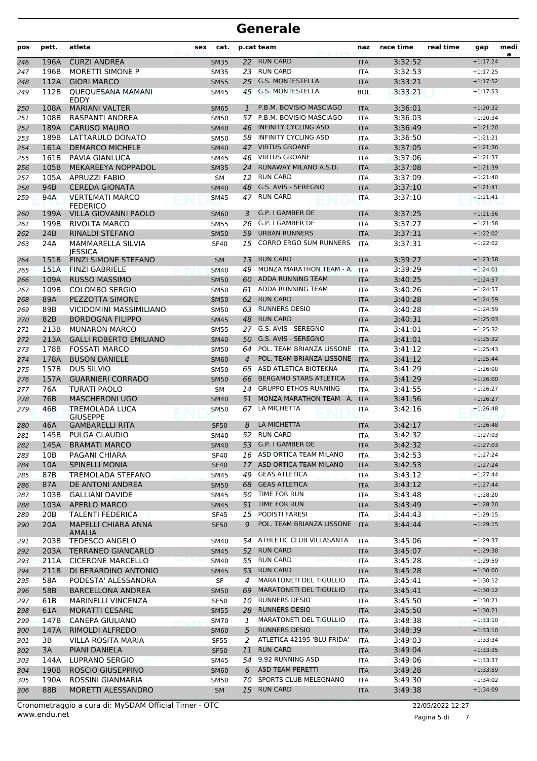# Generale

| pos | pett. | atleta | sex | cat. | p.cat | team | naz | race time | real time | gap | media |
|---|---|---|---|---|---|---|---|---|---|---|---|
| 246 | 196A | CURZI ANDREA | | SM35 | 22 | RUN CARD | ITA | 3:32:52 | | +1:17:24 | |
| 247 | 196B | MORETTI SIMONE P | | SM35 | 23 | RUN CARD | ITA | 3:32:53 | | +1:17:25 | |
| 248 | 112A | GIORI MARCO | | SM55 | 25 | G.S. MONTESTELLA | ITA | 3:33:21 | | +1:17:52 | |
| 249 | 112B | QUEQUESANA MAMANI EDDY | | SM45 | 45 | G.S. MONTESTELLA | BOL | 3:33:21 | | +1:17:53 | |
| 250 | 108A | MARIANI VALTER | | SM65 | 1 | P.B.M. BOVISIO MASCIAGO | ITA | 3:36:01 | | +1:20:32 | |
| 251 | 108B | RASPANTI ANDREA | | SM50 | 57 | P.B.M. BOVISIO MASCIAGO | ITA | 3:36:03 | | +1:20:34 | |
| 252 | 189A | CARUSO MAURO | | SM40 | 46 | INFINITY CYCLING ASD | ITA | 3:36:49 | | +1:21:20 | |
| 253 | 189B | LATTARULO DONATO | | SM50 | 58 | INFINITY CYCLING ASD | ITA | 3:36:50 | | +1:21:21 | |
| 254 | 161A | DEMARCO MICHELE | | SM40 | 47 | VIRTUS GROANE | ITA | 3:37:05 | | +1:21:36 | |
| 255 | 161B | PAVIA GIANLUCA | | SM45 | 46 | VIRTUS GROANE | ITA | 3:37:06 | | +1:21:37 | |
| 256 | 105B | MEKAREEYA NOPPADOL | | SM35 | 24 | RUNAWAY MILANO A.S.D. | ITA | 3:37:08 | | +1:21:39 | |
| 257 | 105A | APRUZZI FABIO | | SM | 12 | RUN CARD | ITA | 3:37:09 | | +1:21:40 | |
| 258 | 94B | CEREDA GIONATA | | SM40 | 48 | G.S. AVIS - SEREGNO | ITA | 3:37:10 | | +1:21:41 | |
| 259 | 94A | VERTEMATI MARCO FEDERICO | | SM45 | 47 | RUN CARD | ITA | 3:37:10 | | +1:21:41 | |
| 260 | 199A | VILLA GIOVANNI PAOLO | | SM60 | 3 | G.P. I GAMBER DE | ITA | 3:37:25 | | +1:21:56 | |
| 261 | 199B | RIVOLTA MARCO | | SM55 | 26 | G.P. I GAMBER DE | ITA | 3:37:27 | | +1:21:58 | |
| 262 | 24B | RINALDI STEFANO | | SM50 | 59 | URBAN RUNNERS | ITA | 3:37:31 | | +1:22:02 | |
| 263 | 24A | MAMMARELLA SILVIA JESSICA | | SF40 | 15 | CORRO ERGO SUM RUNNERS | ITA | 3:37:31 | | +1:22:02 | |
| 264 | 151B | FINZI SIMONE STEFANO | | SM | 13 | RUN CARD | ITA | 3:39:27 | | +1:23:58 | |
| 265 | 151A | FINZI GABRIELE | | SM40 | 49 | MONZA MARATHON TEAM - A. | ITA | 3:39:29 | | +1:24:01 | |
| 266 | 109A | RUSSO MASSIMO | | SM50 | 60 | ADDA RUNNING TEAM | ITA | 3:40:25 | | +1:24:57 | |
| 267 | 109B | COLOMBO SERGIO | | SM50 | 61 | ADDA RUNNING TEAM | ITA | 3:40:26 | | +1:24:57 | |
| 268 | 89A | PEZZOTTA SIMONE | | SM50 | 62 | RUN CARD | ITA | 3:40:28 | | +1:24:59 | |
| 269 | 89B | VICIDOMINI MASSIMILIANO | | SM50 | 63 | RUNNERS DESIO | ITA | 3:40:28 | | +1:24:59 | |
| 270 | 82B | BORDOGNA FILIPPO | | SM45 | 48 | RUN CARD | ITA | 3:40:31 | | +1:25:03 | |
| 271 | 213B | MUNARON MARCO | | SM55 | 27 | G.S. AVIS - SEREGNO | ITA | 3:41:01 | | +1:25:32 | |
| 272 | 213A | GALLI ROBERTO EMILIANO | | SM40 | 50 | G.S. AVIS - SEREGNO | ITA | 3:41:01 | | +1:25:32 | |
| 273 | 178B | FOSSATI MARCO | | SM50 | 64 | POL. TEAM BRIANZA LISSONE | ITA | 3:41:12 | | +1:25:43 | |
| 274 | 178A | BUSON DANIELE | | SM60 | 4 | POL. TEAM BRIANZA LISSONE | ITA | 3:41:12 | | +1:25:44 | |
| 275 | 157B | DUS SILVIO | | SM50 | 65 | ASD ATLETICA BIOTEKNA | ITA | 3:41:29 | | +1:26:00 | |
| 276 | 157A | GUARNIERI CORRADO | | SM50 | 66 | BERGAMO STARS ATLETICA | ITA | 3:41:29 | | +1:26:00 | |
| 277 | 76A | TURATI PAOLO | | SM | 14 | GRUPPO ETHOS RUNNING | ITA | 3:41:55 | | +1:26:27 | |
| 278 | 76B | MASCHERONI UGO | | SM40 | 51 | MONZA MARATHON TEAM - A. | ITA | 3:41:56 | | +1:26:27 | |
| 279 | 46B | TREMOLADA LUCA GIUSEPPE | | SM50 | 67 | LA MICHETTA | ITA | 3:42:16 | | +1:26:48 | |
| 280 | 46A | GAMBARELLI RITA | | SF50 | 8 | LA MICHETTA | ITA | 3:42:17 | | +1:26:48 | |
| 281 | 145B | PULGA CLAUDIO | | SM40 | 52 | RUN CARD | ITA | 3:42:32 | | +1:27:03 | |
| 282 | 145A | BRAMATI MARCO | | SM40 | 53 | G.P. I GAMBER DE | ITA | 3:42:32 | | +1:27:03 | |
| 283 | 10B | PAGANI CHIARA | | SF40 | 16 | ASD ORTICA TEAM MILANO | ITA | 3:42:53 | | +1:27:24 | |
| 284 | 10A | SPINELLI MONIA | | SF40 | 17 | ASD ORTICA TEAM MILANO | ITA | 3:42:53 | | +1:27:24 | |
| 285 | 87B | TREMOLADA STEFANO | | SM45 | 49 | GEAS ATLETICA | ITA | 3:43:12 | | +1:27:44 | |
| 286 | 87A | DE ANTONI ANDREA | | SM50 | 68 | GEAS ATLETICA | ITA | 3:43:12 | | +1:27:44 | |
| 287 | 103B | GALLIANI DAVIDE | | SM45 | 50 | TIME FOR RUN | ITA | 3:43:48 | | +1:28:20 | |
| 288 | 103A | APERLO MARCO | | SM45 | 51 | TIME FOR RUN | ITA | 3:43:49 | | +1:28:20 | |
| 289 | 20B | TALENTI FEDERICA | | SF45 | 15 | PODISTI FARESI | ITA | 3:44:43 | | +1:29:15 | |
| 290 | 20A | MAPELLI CHIARA ANNA AMALIA | | SF50 | 9 | POL. TEAM BRIANZA LISSONE | ITA | 3:44:44 | | +1:29:15 | |
| 291 | 203B | TEDESCO ANGELO | | SM40 | 54 | ATHLETIC CLUB VILLASANTA | ITA | 3:45:06 | | +1:29:37 | |
| 292 | 203A | TERRANEO GIANCARLO | | SM45 | 52 | RUN CARD | ITA | 3:45:07 | | +1:29:38 | |
| 293 | 211A | CICERONE MARCELLO | | SM40 | 55 | RUN CARD | ITA | 3:45:28 | | +1:29:59 | |
| 294 | 211B | DI BERARDINO ANTONIO | | SM45 | 53 | RUN CARD | ITA | 3:45:28 | | +1:30:00 | |
| 295 | 58A | PODESTA' ALESSANDRA | | SF | 4 | MARATONETI DEL TIGULLIO | ITA | 3:45:41 | | +1:30:12 | |
| 296 | 58B | BARCELLONA ANDREA | | SM50 | 69 | MARATONETI DEL TIGULLIO | ITA | 3:45:41 | | +1:30:12 | |
| 297 | 61B | MARINELLI VINCENZA | | SF50 | 10 | RUNNERS DESIO | ITA | 3:45:50 | | +1:30:21 | |
| 298 | 61A | MORATTI CESARE | | SM55 | 28 | RUNNERS DESIO | ITA | 3:45:50 | | +1:30:21 | |
| 299 | 147B | CANEPA GIULIANO | | SM70 | 1 | MARATONETI DEL TIGULLIO | ITA | 3:48:38 | | +1:33:10 | |
| 300 | 147A | RIMOLDI ALFREDO | | SM60 | 5 | RUNNERS DESIO | ITA | 3:48:39 | | +1:33:10 | |
| 301 | 3B | VILLA ROSITA MARIA | | SF55 | 2 | ATLETICA 42195 'BLU FRIDA' | ITA | 3:49:03 | | +1:33:34 | |
| 302 | 3A | PIANI DANIELA | | SF50 | 11 | RUN CARD | ITA | 3:49:04 | | +1:33:35 | |
| 303 | 144A | LUPRANO SERGIO | | SM45 | 54 | 9,92 RUNNING ASD | ITA | 3:49:06 | | +1:33:37 | |
| 304 | 190B | ROSCIO GIUSEPPINO | | SM60 | 6 | ASD TEAM PERETTI | ITA | 3:49:28 | | +1:33:59 | |
| 305 | 190A | ROSSINI GIANMARIA | | SM50 | 70 | SPORTS CLUB MELEGNANO | ITA | 3:49:30 | | +1:34:02 | |
| 306 | 88B | MORETTI ALESSANDRO | | SM | 15 | RUN CARD | ITA | 3:49:38 | | +1:34:09 | |

Cronometraggio a cura di: MySDAM Official Timer - OTC

www.endu.net

22/05/2022 12:27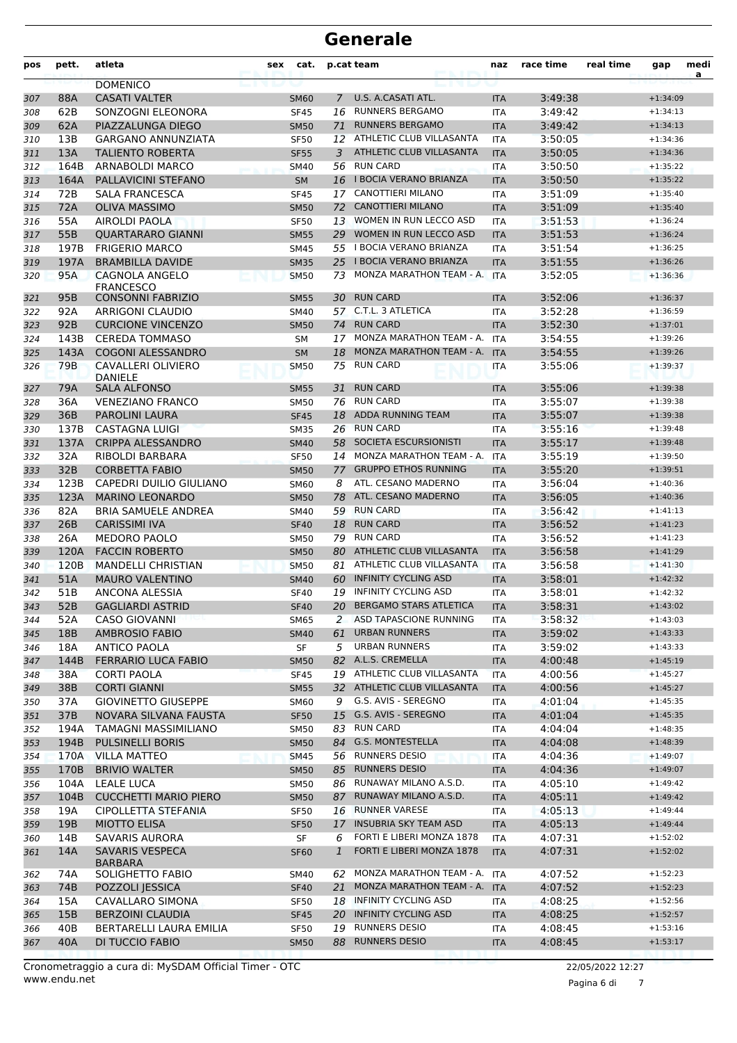# Generale

| pos | pett. | atleta | sex | cat. | p.cat | team | naz | race time | real time | gap | media |
|---|---|---|---|---|---|---|---|---|---|---|---|
| | | DOMENICO | | | | | | | | | |
| 307 | 88A | CASATI VALTER | | SM60 | 7 | U.S. A.CASATI ATL. | ITA | 3:49:38 | | +1:34:09 | |
| 308 | 62B | SONZOGNI ELEONORA | | SF45 | 16 | RUNNERS BERGAMO | ITA | 3:49:42 | | +1:34:13 | |
| 309 | 62A | PIAZZALUNGA DIEGO | | SM50 | 71 | RUNNERS BERGAMO | ITA | 3:49:42 | | +1:34:13 | |
| 310 | 13B | GARGANO ANNUNZIATA | | SF50 | 12 | ATHLETIC CLUB VILLASANTA | ITA | 3:50:05 | | +1:34:36 | |
| 311 | 13A | TALIENTO ROBERTA | | SF55 | 3 | ATHLETIC CLUB VILLASANTA | ITA | 3:50:05 | | +1:34:36 | |
| 312 | 164B | ARNABOLDI MARCO | | SM40 | 56 | RUN CARD | ITA | 3:50:50 | | +1:35:22 | |
| 313 | 164A | PALLAVICINI STEFANO | | SM | 16 | I BOCIA VERANO BRIANZA | ITA | 3:50:50 | | +1:35:22 | |
| 314 | 72B | SALA FRANCESCA | | SF45 | 17 | CANOTTIERI MILANO | ITA | 3:51:09 | | +1:35:40 | |
| 315 | 72A | OLIVA MASSIMO | | SM50 | 72 | CANOTTIERI MILANO | ITA | 3:51:09 | | +1:35:40 | |
| 316 | 55A | AIROLDI PAOLA | | SF50 | 13 | WOMEN IN RUN LECCO ASD | ITA | 3:51:53 | | +1:36:24 | |
| 317 | 55B | QUARTARARO GIANNI | | SM55 | 29 | WOMEN IN RUN LECCO ASD | ITA | 3:51:53 | | +1:36:24 | |
| 318 | 197B | FRIGERIO MARCO | | SM45 | 55 | I BOCIA VERANO BRIANZA | ITA | 3:51:54 | | +1:36:25 | |
| 319 | 197A | BRAMBILLA DAVIDE | | SM35 | 25 | I BOCIA VERANO BRIANZA | ITA | 3:51:55 | | +1:36:26 | |
| 320 | 95A | CAGNOLA ANGELO FRANCESCO | | SM50 | 73 | MONZA MARATHON TEAM - A. | ITA | 3:52:05 | | +1:36:36 | |
| 321 | 95B | CONSONNI FABRIZIO | | SM55 | 30 | RUN CARD | ITA | 3:52:06 | | +1:36:37 | |
| 322 | 92A | ARRIGONI CLAUDIO | | SM40 | 57 | C.T.L. 3 ATLETICA | ITA | 3:52:28 | | +1:36:59 | |
| 323 | 92B | CURCIONE VINCENZO | | SM50 | 74 | RUN CARD | ITA | 3:52:30 | | +1:37:01 | |
| 324 | 143B | CEREDA TOMMASO | | SM | 17 | MONZA MARATHON TEAM - A. | ITA | 3:54:55 | | +1:39:26 | |
| 325 | 143A | COGONI ALESSANDRO | | SM | 18 | MONZA MARATHON TEAM - A. | ITA | 3:54:55 | | +1:39:26 | |
| 326 | 79B | CAVALLERI OLIVIERO DANIELE | | SM50 | 75 | RUN CARD | ITA | 3:55:06 | | +1:39:37 | |
| 327 | 79A | SALA ALFONSO | | SM55 | 31 | RUN CARD | ITA | 3:55:06 | | +1:39:38 | |
| 328 | 36A | VENEZIANO FRANCO | | SM50 | 76 | RUN CARD | ITA | 3:55:07 | | +1:39:38 | |
| 329 | 36B | PAROLINI LAURA | | SF45 | 18 | ADDA RUNNING TEAM | ITA | 3:55:07 | | +1:39:38 | |
| 330 | 137B | CASTAGNA LUIGI | | SM35 | 26 | RUN CARD | ITA | 3:55:16 | | +1:39:48 | |
| 331 | 137A | CRIPPA ALESSANDRO | | SM40 | 58 | SOCIETA ESCURSIONISTI | ITA | 3:55:17 | | +1:39:48 | |
| 332 | 32A | RIBOLDI BARBARA | | SF50 | 14 | MONZA MARATHON TEAM - A. | ITA | 3:55:19 | | +1:39:50 | |
| 333 | 32B | CORBETTA FABIO | | SM50 | 77 | GRUPPO ETHOS RUNNING | ITA | 3:55:20 | | +1:39:51 | |
| 334 | 123B | CAPEDRI DUILIO GIULIANO | | SM60 | 8 | ATL. CESANO MADERNO | ITA | 3:56:04 | | +1:40:36 | |
| 335 | 123A | MARINO LEONARDO | | SM50 | 78 | ATL. CESANO MADERNO | ITA | 3:56:05 | | +1:40:36 | |
| 336 | 82A | BRIA SAMUELE ANDREA | | SM40 | 59 | RUN CARD | ITA | 3:56:42 | | +1:41:13 | |
| 337 | 26B | CARISSIMI IVA | | SF40 | 18 | RUN CARD | ITA | 3:56:52 | | +1:41:23 | |
| 338 | 26A | MEDORO PAOLO | | SM50 | 79 | RUN CARD | ITA | 3:56:52 | | +1:41:23 | |
| 339 | 120A | FACCIN ROBERTO | | SM50 | 80 | ATHLETIC CLUB VILLASANTA | ITA | 3:56:58 | | +1:41:29 | |
| 340 | 120B | MANDELLI CHRISTIAN | | SM50 | 81 | ATHLETIC CLUB VILLASANTA | ITA | 3:56:58 | | +1:41:30 | |
| 341 | 51A | MAURO VALENTINO | | SM40 | 60 | INFINITY CYCLING ASD | ITA | 3:58:01 | | +1:42:32 | |
| 342 | 51B | ANCONA ALESSIA | | SF40 | 19 | INFINITY CYCLING ASD | ITA | 3:58:01 | | +1:42:32 | |
| 343 | 52B | GAGLIARDI ASTRID | | SF40 | 20 | BERGAMO STARS ATLETICA | ITA | 3:58:31 | | +1:43:02 | |
| 344 | 52A | CASO GIOVANNI | | SM65 | 2 | ASD TAPASCIONE RUNNING | ITA | 3:58:32 | | +1:43:03 | |
| 345 | 18B | AMBROSIO FABIO | | SM40 | 61 | URBAN RUNNERS | ITA | 3:59:02 | | +1:43:33 | |
| 346 | 18A | ANTICO PAOLA | | SF | 5 | URBAN RUNNERS | ITA | 3:59:02 | | +1:43:33 | |
| 347 | 144B | FERRARIO LUCA FABIO | | SM50 | 82 | A.L.S. CREMELLA | ITA | 4:00:48 | | +1:45:19 | |
| 348 | 38A | CORTI PAOLA | | SF45 | 19 | ATHLETIC CLUB VILLASANTA | ITA | 4:00:56 | | +1:45:27 | |
| 349 | 38B | CORTI GIANNI | | SM55 | 32 | ATHLETIC CLUB VILLASANTA | ITA | 4:00:56 | | +1:45:27 | |
| 350 | 37A | GIOVINETTO GIUSEPPE | | SM60 | 9 | G.S. AVIS - SEREGNO | ITA | 4:01:04 | | +1:45:35 | |
| 351 | 37B | NOVARA SILVANA FAUSTA | | SF50 | 15 | G.S. AVIS - SEREGNO | ITA | 4:01:04 | | +1:45:35 | |
| 352 | 194A | TAMAGNI MASSIMILIANO | | SM50 | 83 | RUN CARD | ITA | 4:04:04 | | +1:48:35 | |
| 353 | 194B | PULSINELLI BORIS | | SM50 | 84 | G.S. MONTESTELLA | ITA | 4:04:08 | | +1:48:39 | |
| 354 | 170A | VILLA MATTEO | | SM45 | 56 | RUNNERS DESIO | ITA | 4:04:36 | | +1:49:07 | |
| 355 | 170B | BRIVIO WALTER | | SM50 | 85 | RUNNERS DESIO | ITA | 4:04:36 | | +1:49:07 | |
| 356 | 104A | LEALE LUCA | | SM50 | 86 | RUNAWAY MILANO A.S.D. | ITA | 4:05:10 | | +1:49:42 | |
| 357 | 104B | CUCCHETTI MARIO PIERO | | SM50 | 87 | RUNAWAY MILANO A.S.D. | ITA | 4:05:11 | | +1:49:42 | |
| 358 | 19A | CIPOLLETTA STEFANIA | | SF50 | 16 | RUNNER VARESE | ITA | 4:05:13 | | +1:49:44 | |
| 359 | 19B | MIOTTO ELISA | | SF50 | 17 | INSUBRIA SKY TEAM ASD | ITA | 4:05:13 | | +1:49:44 | |
| 360 | 14B | SAVARIS AURORA | | SF | 6 | FORTI E LIBERI MONZA 1878 | ITA | 4:07:31 | | +1:52:02 | |
| 361 | 14A | SAVARIS VESPECA BARBARA | | SF60 | 1 | FORTI E LIBERI MONZA 1878 | ITA | 4:07:31 | | +1:52:02 | |
| 362 | 74A | SOLIGHETTO FABIO | | SM40 | 62 | MONZA MARATHON TEAM - A. | ITA | 4:07:52 | | +1:52:23 | |
| 363 | 74B | POZZOLI JESSICA | | SF40 | 21 | MONZA MARATHON TEAM - A. | ITA | 4:07:52 | | +1:52:23 | |
| 364 | 15A | CAVALLARO SIMONA | | SF50 | 18 | INFINITY CYCLING ASD | ITA | 4:08:25 | | +1:52:56 | |
| 365 | 15B | BERZOINI CLAUDIA | | SF45 | 20 | INFINITY CYCLING ASD | ITA | 4:08:25 | | +1:52:57 | |
| 366 | 40B | BERTARELLI LAURA EMILIA | | SF50 | 19 | RUNNERS DESIO | ITA | 4:08:45 | | +1:53:16 | |
| 367 | 40A | DI TUCCIO FABIO | | SM50 | 88 | RUNNERS DESIO | ITA | 4:08:45 | | +1:53:17 | |

Cronometraggio a cura di: MySDAM Official Timer - OTC
www.endu.net

22/05/2022 12:27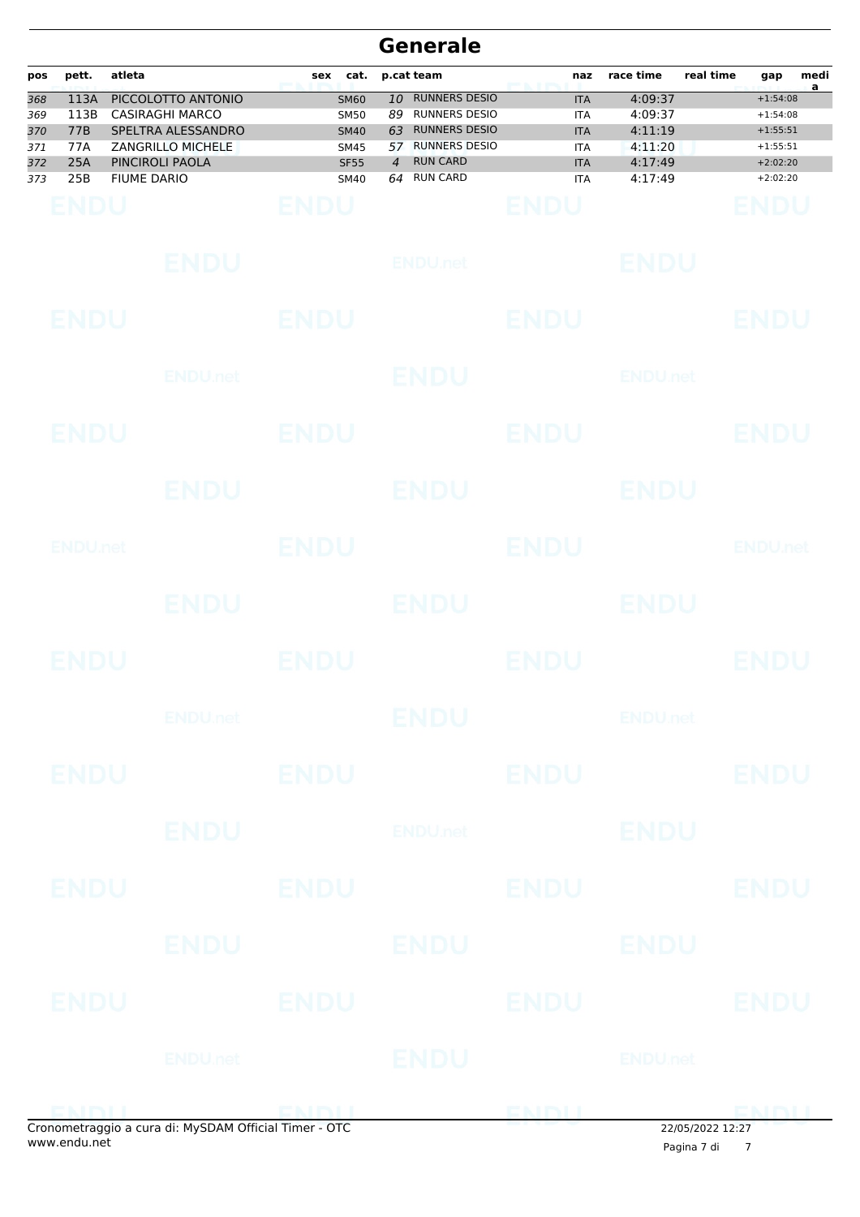# Generale

| pos | pett. | atleta | sex | cat. | p.cat | team | naz | race time | real time | gap | media |
|---|---|---|---|---|---|---|---|---|---|---|---|
| 368 | 113A | PICCOLOTTO ANTONIO | | SM60 | 10 | RUNNERS DESIO | ITA | 4:09:37 | | +1:54:08 | |
| 369 | 113B | CASIRAGHI MARCO | | SM50 | 89 | RUNNERS DESIO | ITA | 4:09:37 | | +1:54:08 | |
| 370 | 77B | SPELTRA ALESSANDRO | | SM40 | 63 | RUNNERS DESIO | ITA | 4:11:19 | | +1:55:51 | |
| 371 | 77A | ZANGRILLO MICHELE | | SM45 | 57 | RUNNERS DESIO | ITA | 4:11:20 | | +1:55:51 | |
| 372 | 25A | PINCIROLI PAOLA | | SF55 | 4 | RUN CARD | ITA | 4:17:49 | | +2:02:20 | |
| 373 | 25B | FIUME DARIO | | SM40 | 64 | RUN CARD | ITA | 4:17:49 | | +2:02:20 | |

Cronometraggio a cura di: MySDAM Official Timer - OTC
www.endu.net

22/05/2022 12:27